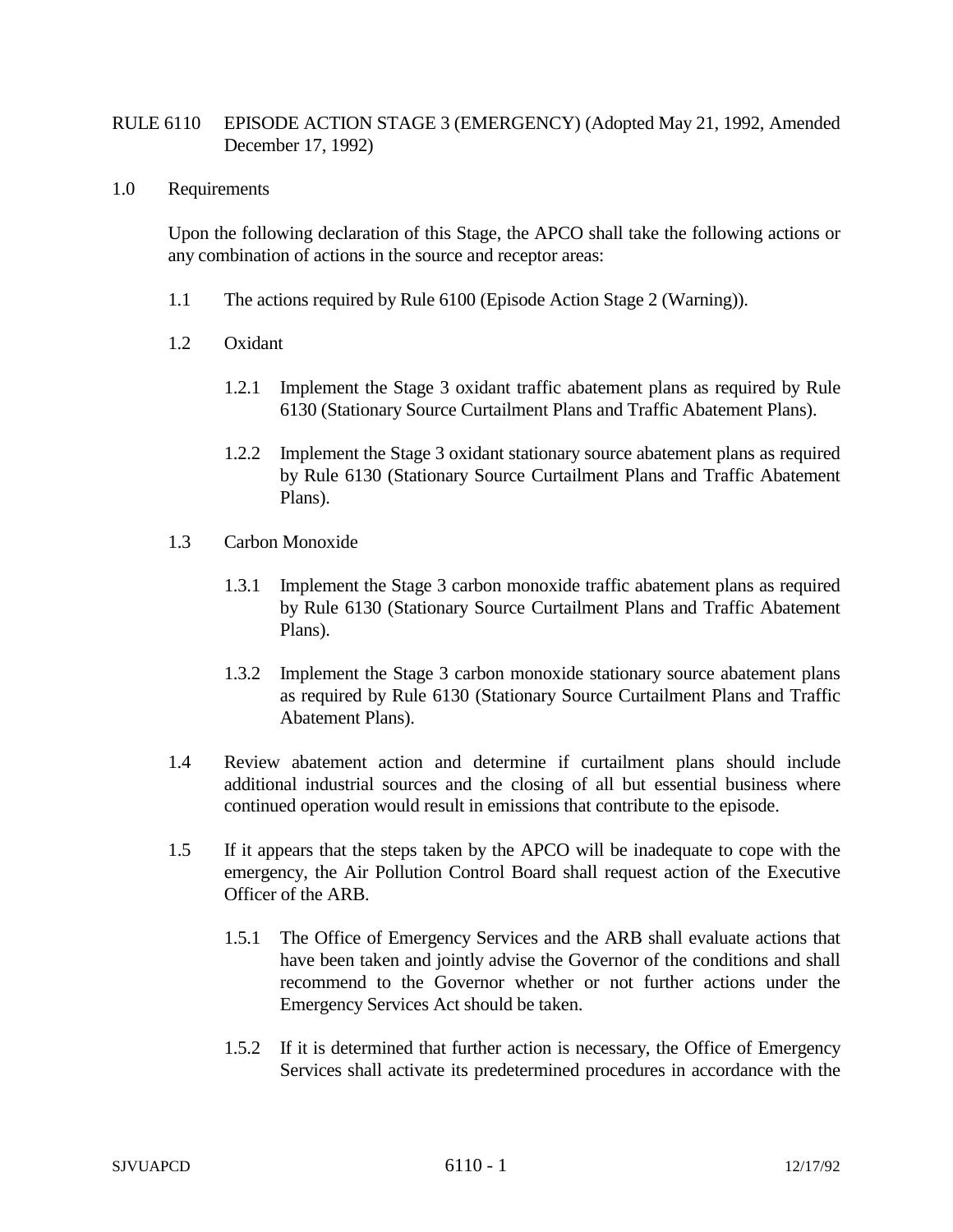# RULE 6110 EPISODE ACTION STAGE 3 (EMERGENCY) (Adopted May 21, 1992, Amended December 17, 1992)

## 1.0 Requirements

Upon the following declaration of this Stage, the APCO shall take the following actions or any combination of actions in the source and receptor areas:

1.1 The actions required by Rule 6100 (Episode Action Stage 2 (Warning)).

1.2 Oxidant

1.2.1 Implement the Stage 3 oxidant traffic abatement plans as required by Rule 6130 (Stationary Source Curtailment Plans and Traffic Abatement Plans).

1.2.2 Implement the Stage 3 oxidant stationary source abatement plans as required by Rule 6130 (Stationary Source Curtailment Plans and Traffic Abatement Plans).

1.3 Carbon Monoxide

1.3.1 Implement the Stage 3 carbon monoxide traffic abatement plans as required by Rule 6130 (Stationary Source Curtailment Plans and Traffic Abatement Plans).

1.3.2 Implement the Stage 3 carbon monoxide stationary source abatement plans as required by Rule 6130 (Stationary Source Curtailment Plans and Traffic Abatement Plans).

1.4 Review abatement action and determine if curtailment plans should include additional industrial sources and the closing of all but essential business where continued operation would result in emissions that contribute to the episode.

1.5 If it appears that the steps taken by the APCO will be inadequate to cope with the emergency, the Air Pollution Control Board shall request action of the Executive Officer of the ARB.

1.5.1 The Office of Emergency Services and the ARB shall evaluate actions that have been taken and jointly advise the Governor of the conditions and shall recommend to the Governor whether or not further actions under the Emergency Services Act should be taken.

1.5.2 If it is determined that further action is necessary, the Office of Emergency Services shall activate its predetermined procedures in accordance with the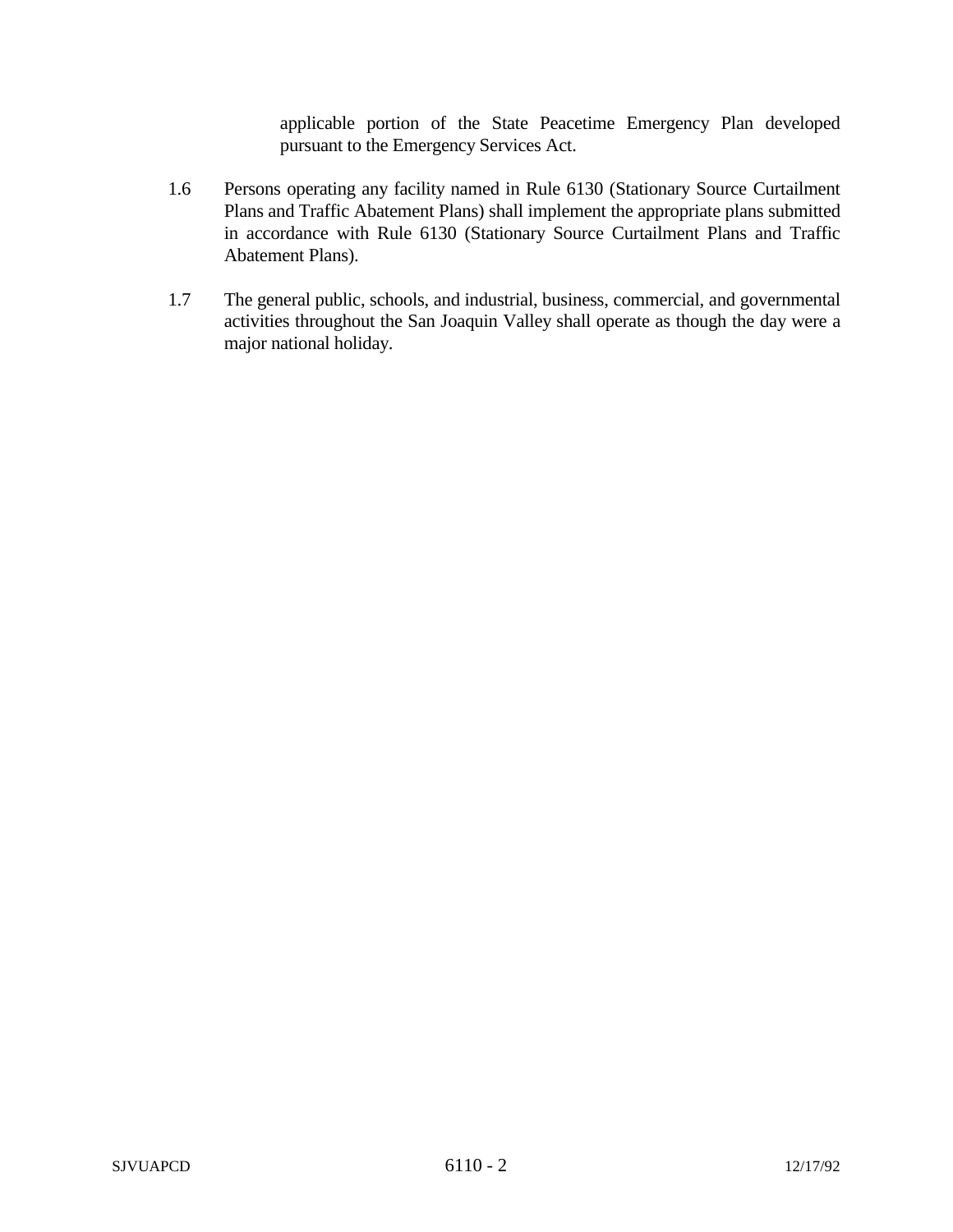applicable portion of the State Peacetime Emergency Plan developed pursuant to the Emergency Services Act.

1.6 Persons operating any facility named in Rule 6130 (Stationary Source Curtailment Plans and Traffic Abatement Plans) shall implement the appropriate plans submitted in accordance with Rule 6130 (Stationary Source Curtailment Plans and Traffic Abatement Plans).

1.7 The general public, schools, and industrial, business, commercial, and governmental activities throughout the San Joaquin Valley shall operate as though the day were a major national holiday.